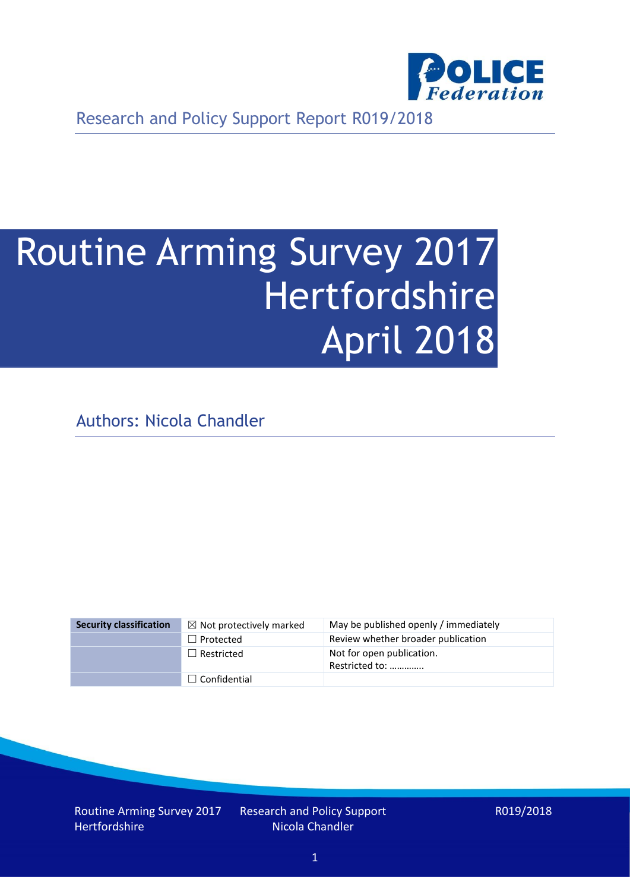Research and Policy Support Report R019/2018

# Routine Arming Survey 2017 Hertfordshire April 2018

Authors: Nicola Chandler

| Security classification | ☒ Not protectively marked | May be published openly / immediately |
|---|---|---|
| | ☐ Protected | Review whether broader publication |
| | ☐ Restricted | Not for open publication. Restricted to: ………….. |
| | ☐ Confidential | |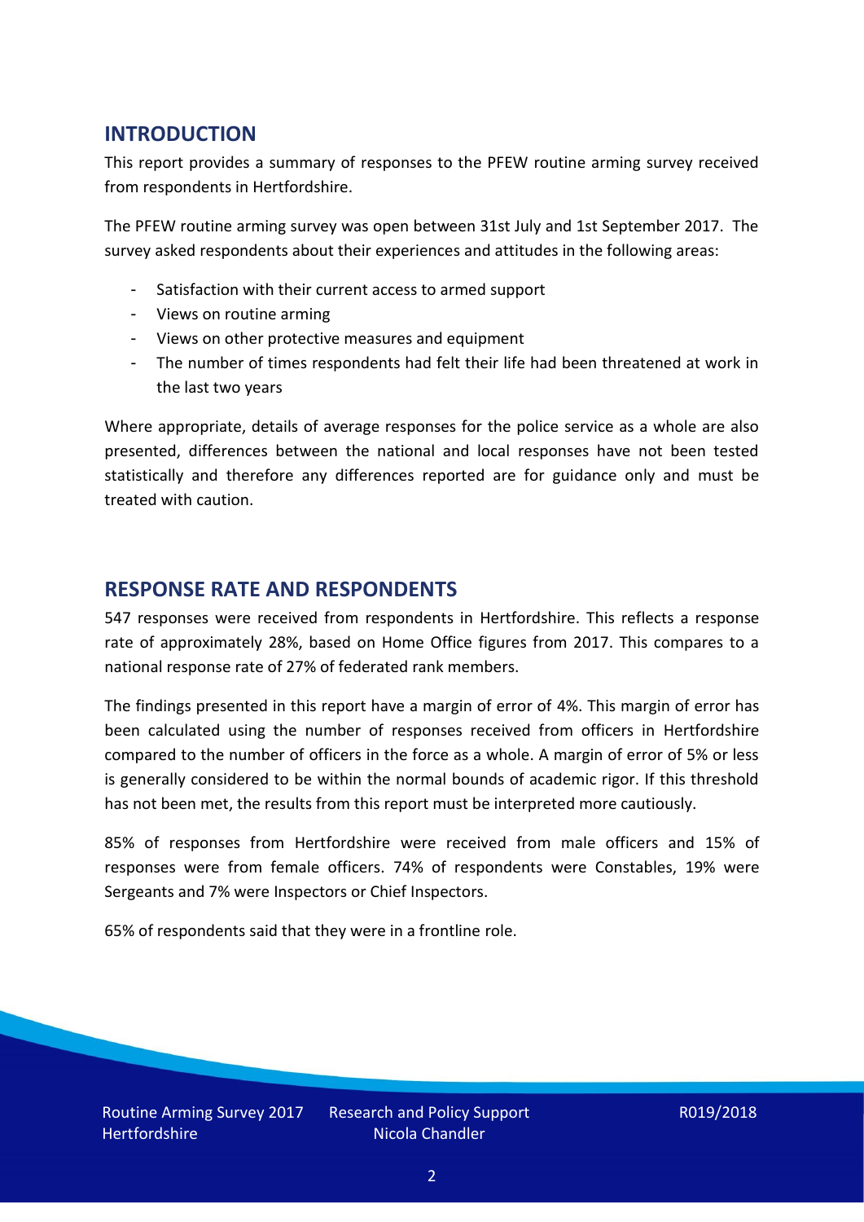## INTRODUCTION

This report provides a summary of responses to the PFEW routine arming survey received from respondents in Hertfordshire.

The PFEW routine arming survey was open between 31st July and 1st September 2017. The survey asked respondents about their experiences and attitudes in the following areas:

- Satisfaction with their current access to armed support
- Views on routine arming
- Views on other protective measures and equipment
- The number of times respondents had felt their life had been threatened at work in the last two years

Where appropriate, details of average responses for the police service as a whole are also presented, differences between the national and local responses have not been tested statistically and therefore any differences reported are for guidance only and must be treated with caution.

## RESPONSE RATE AND RESPONDENTS

547 responses were received from respondents in Hertfordshire. This reflects a response rate of approximately 28%, based on Home Office figures from 2017. This compares to a national response rate of 27% of federated rank members.

The findings presented in this report have a margin of error of 4%. This margin of error has been calculated using the number of responses received from officers in Hertfordshire compared to the number of officers in the force as a whole. A margin of error of 5% or less is generally considered to be within the normal bounds of academic rigor. If this threshold has not been met, the results from this report must be interpreted more cautiously.

85% of responses from Hertfordshire were received from male officers and 15% of responses were from female officers. 74% of respondents were Constables, 19% were Sergeants and 7% were Inspectors or Chief Inspectors.

65% of respondents said that they were in a frontline role.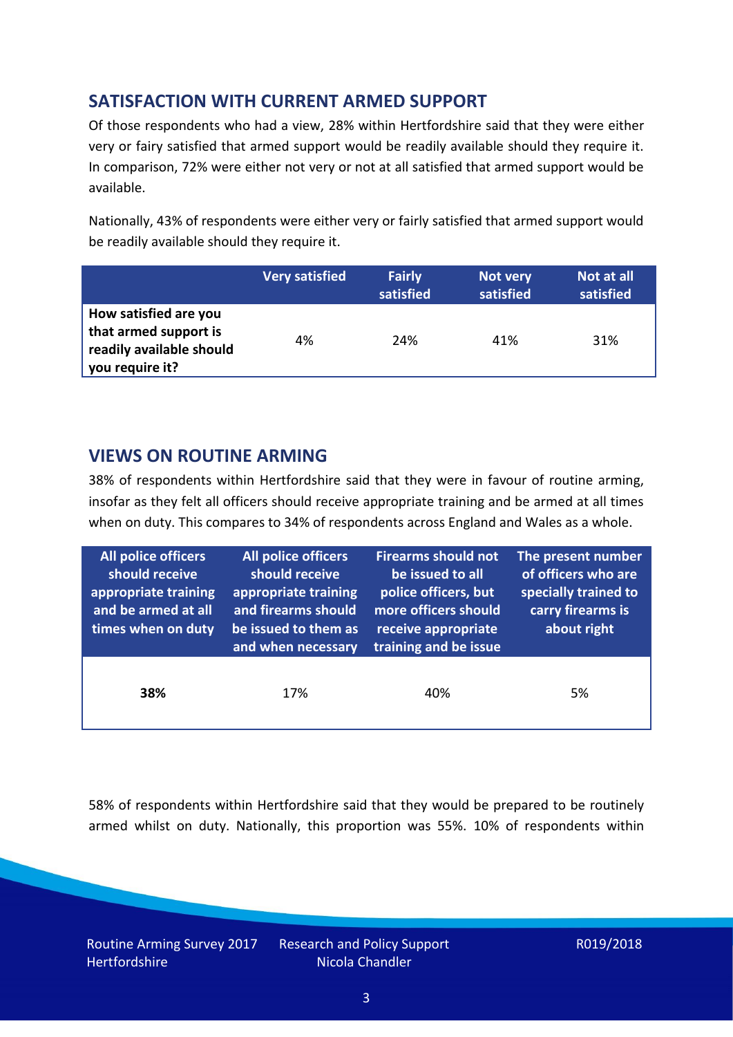## SATISFACTION WITH CURRENT ARMED SUPPORT

Of those respondents who had a view, 28% within Hertfordshire said that they were either very or fairy satisfied that armed support would be readily available should they require it. In comparison, 72% were either not very or not at all satisfied that armed support would be available.

Nationally, 43% of respondents were either very or fairly satisfied that armed support would be readily available should they require it.

| | Very satisfied | Fairly satisfied | Not very satisfied | Not at all satisfied |
|---|---|---|---|---|
| **How satisfied are you that armed support is readily available should you require it?** | 4% | 24% | 41% | 31% |

## VIEWS ON ROUTINE ARMING

38% of respondents within Hertfordshire said that they were in favour of routine arming, insofar as they felt all officers should receive appropriate training and be armed at all times when on duty. This compares to 34% of respondents across England and Wales as a whole.

| All police officers should receive appropriate training and be armed at all times when on duty | All police officers should receive appropriate training and firearms should be issued to them as and when necessary | Firearms should not be issued to all police officers, but more officers should receive appropriate training and be issue | The present number of officers who are specially trained to carry firearms is about right |
|---|---|---|---|
| **38%** | 17% | 40% | 5% |

58% of respondents within Hertfordshire said that they would be prepared to be routinely armed whilst on duty. Nationally, this proportion was 55%. 10% of respondents within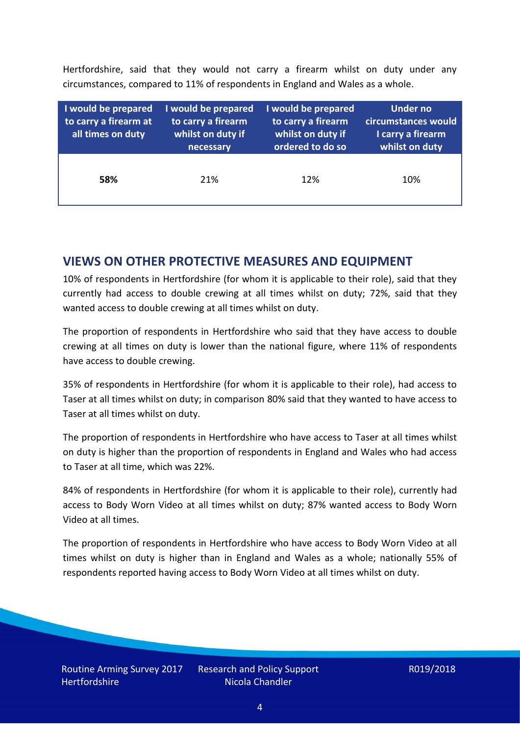Hertfordshire, said that they would not carry a firearm whilst on duty under any circumstances, compared to 11% of respondents in England and Wales as a whole.

| I would be prepared to carry a firearm at all times on duty | I would be prepared to carry a firearm whilst on duty if necessary | I would be prepared to carry a firearm whilst on duty if ordered to do so | Under no circumstances would I carry a firearm whilst on duty |
|---|---|---|---|
| **58%** | 21% | 12% | 10% |

## VIEWS ON OTHER PROTECTIVE MEASURES AND EQUIPMENT

10% of respondents in Hertfordshire (for whom it is applicable to their role), said that they currently had access to double crewing at all times whilst on duty; 72%, said that they wanted access to double crewing at all times whilst on duty.

The proportion of respondents in Hertfordshire who said that they have access to double crewing at all times on duty is lower than the national figure, where 11% of respondents have access to double crewing.

35% of respondents in Hertfordshire (for whom it is applicable to their role), had access to Taser at all times whilst on duty; in comparison 80% said that they wanted to have access to Taser at all times whilst on duty.

The proportion of respondents in Hertfordshire who have access to Taser at all times whilst on duty is higher than the proportion of respondents in England and Wales who had access to Taser at all time, which was 22%.

84% of respondents in Hertfordshire (for whom it is applicable to their role), currently had access to Body Worn Video at all times whilst on duty; 87% wanted access to Body Worn Video at all times.

The proportion of respondents in Hertfordshire who have access to Body Worn Video at all times whilst on duty is higher than in England and Wales as a whole; nationally 55% of respondents reported having access to Body Worn Video at all times whilst on duty.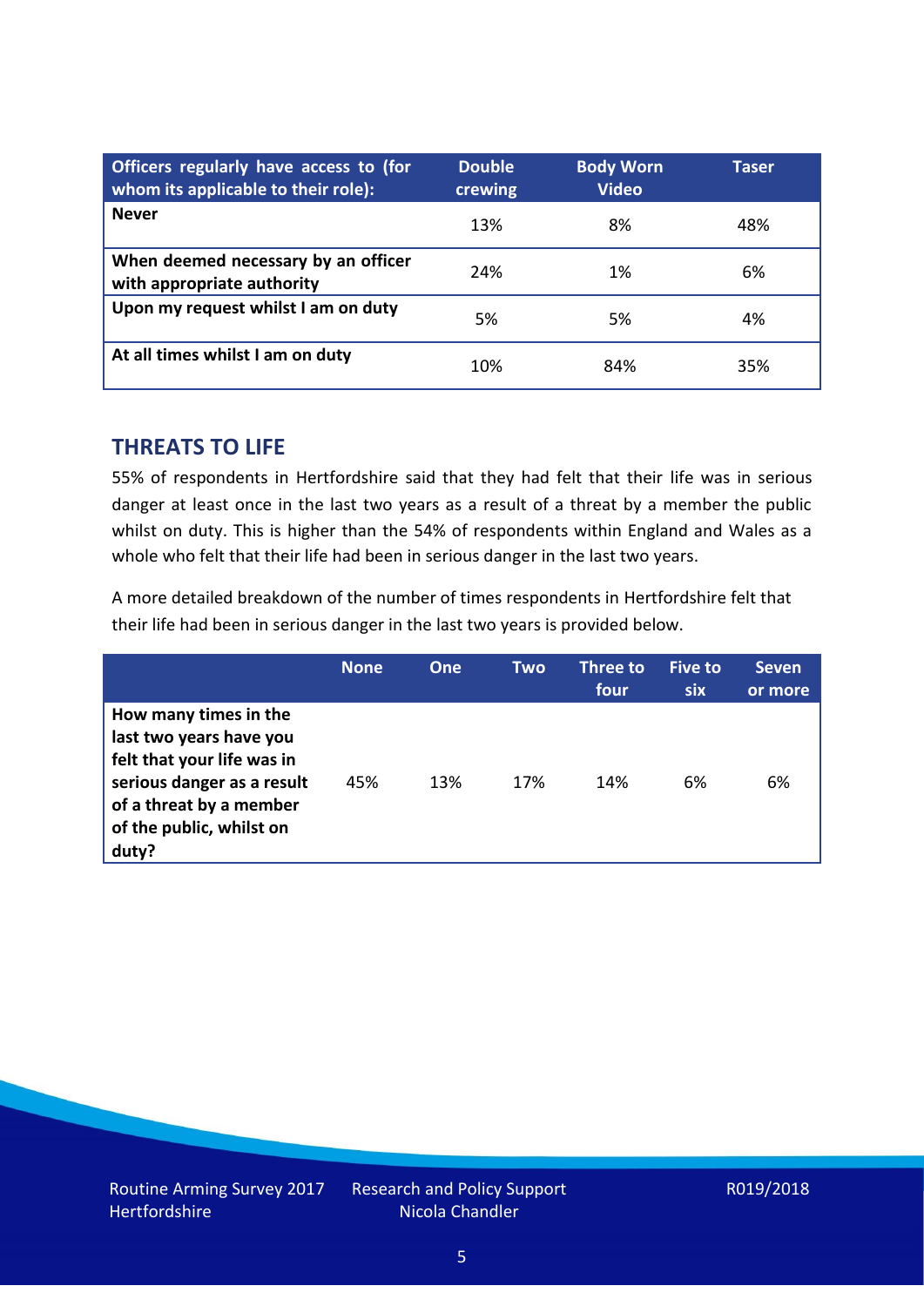| Officers regularly have access to (for whom its applicable to their role): | Double crewing | Body Worn Video | Taser |
|---|---|---|---|
| **Never** | 13% | 8% | 48% |
| **When deemed necessary by an officer with appropriate authority** | 24% | 1% | 6% |
| **Upon my request whilst I am on duty** | 5% | 5% | 4% |
| **At all times whilst I am on duty** | 10% | 84% | 35% |

## THREATS TO LIFE

55% of respondents in Hertfordshire said that they had felt that their life was in serious danger at least once in the last two years as a result of a threat by a member the public whilst on duty. This is higher than the 54% of respondents within England and Wales as a whole who felt that their life had been in serious danger in the last two years.

A more detailed breakdown of the number of times respondents in Hertfordshire felt that their life had been in serious danger in the last two years is provided below.

| | None | One | Two | Three to four | Five to six | Seven or more |
|---|---|---|---|---|---|---|
| **How many times in the last two years have you felt that your life was in serious danger as a result of a threat by a member of the public, whilst on duty?** | 45% | 13% | 17% | 14% | 6% | 6% |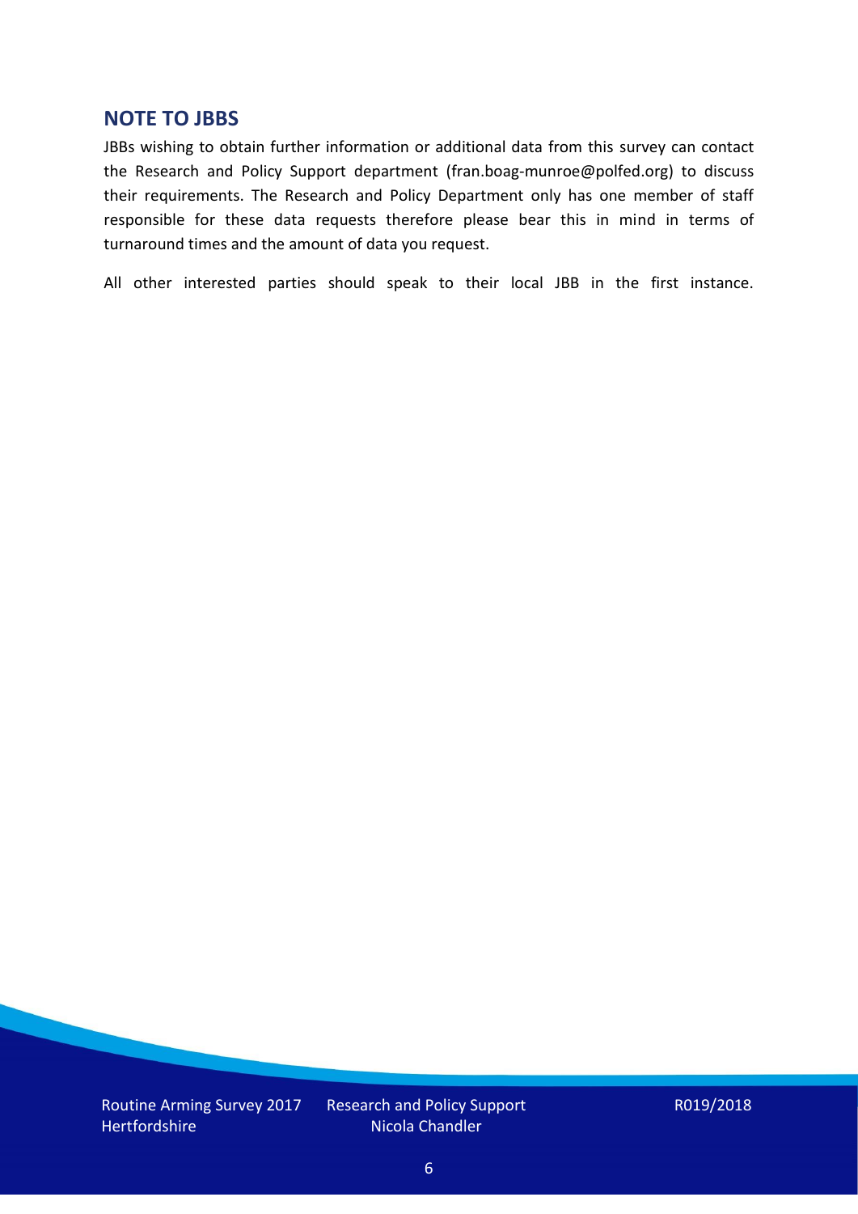## NOTE TO JBBS

JBBs wishing to obtain further information or additional data from this survey can contact the Research and Policy Support department (fran.boag-munroe@polfed.org) to discuss their requirements. The Research and Policy Department only has one member of staff responsible for these data requests therefore please bear this in mind in terms of turnaround times and the amount of data you request.

All other interested parties should speak to their local JBB in the first instance.